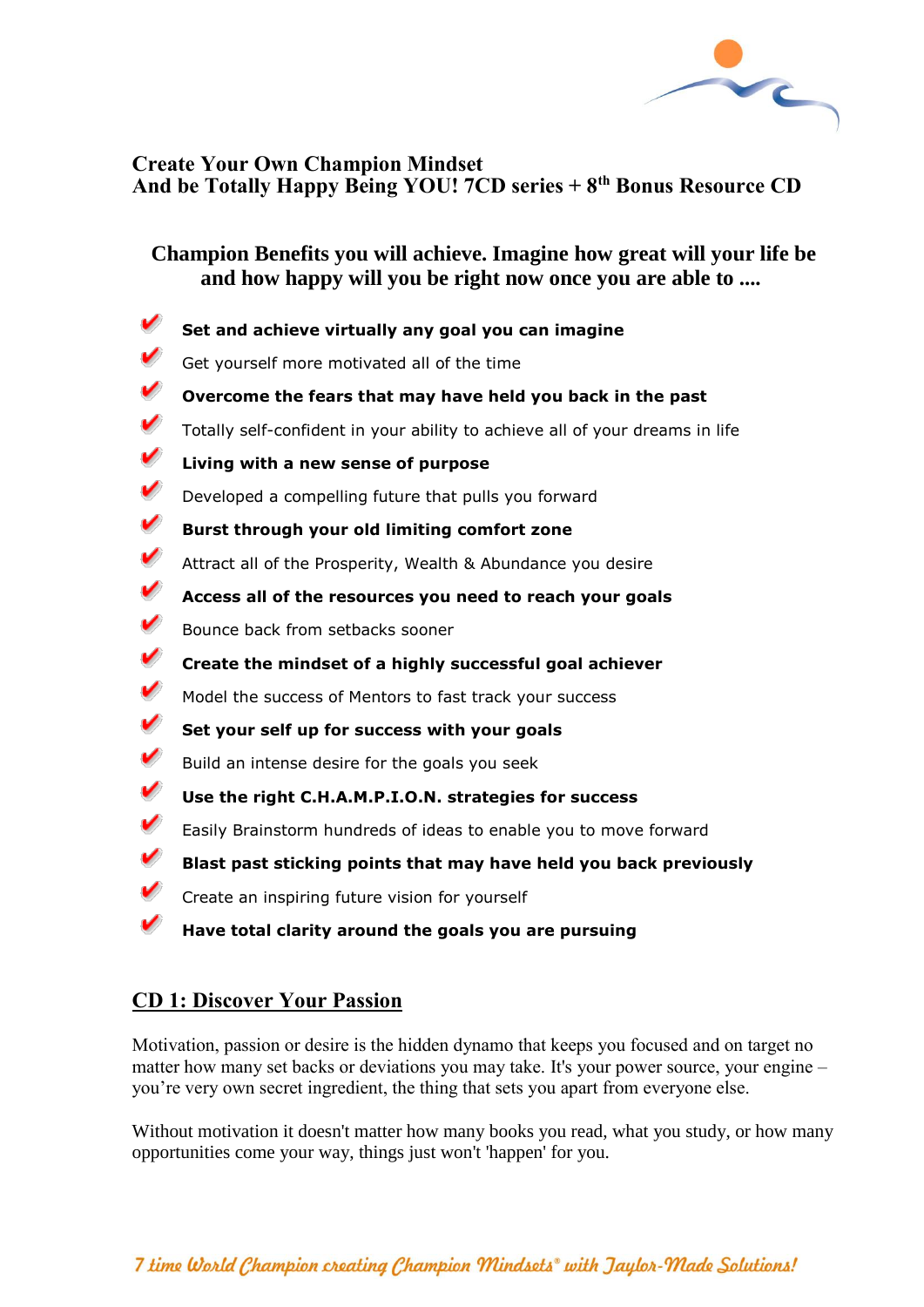**Create Your Own Champion Mindset**
**And be Totally Happy Being YOU! 7CD series + 8th Bonus Resource CD**

## Champion Benefits you will achieve. Imagine how great will your life be and how happy will you be right now once you are able to ....

- **Set and achieve virtually any goal you can imagine**
- Get yourself more motivated all of the time
- **Overcome the fears that may have held you back in the past**
- Totally self-confident in your ability to achieve all of your dreams in life
- **Living with a new sense of purpose**
- Developed a compelling future that pulls you forward
- **Burst through your old limiting comfort zone**
- Attract all of the Prosperity, Wealth & Abundance you desire
- **Access all of the resources you need to reach your goals**
- Bounce back from setbacks sooner
- **Create the mindset of a highly successful goal achiever**
- Model the success of Mentors to fast track your success
- **Set your self up for success with your goals**
- Build an intense desire for the goals you seek
- **Use the right C.H.A.M.P.I.O.N. strategies for success**
- Easily Brainstorm hundreds of ideas to enable you to move forward
- **Blast past sticking points that may have held you back previously**
- Create an inspiring future vision for yourself
- **Have total clarity around the goals you are pursuing**

## CD 1: Discover Your Passion

Motivation, passion or desire is the hidden dynamo that keeps you focused and on target no matter how many set backs or deviations you may take. It's your power source, your engine – you're very own secret ingredient, the thing that sets you apart from everyone else.

Without motivation it doesn't matter how many books you read, what you study, or how many opportunities come your way, things just won't 'happen' for you.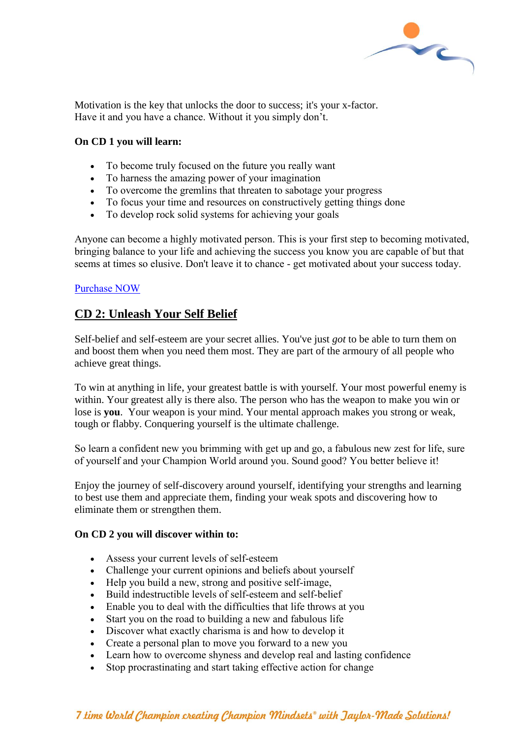Motivation is the key that unlocks the door to success; it's your x-factor.
Have it and you have a chance. Without it you simply don't.

**On CD 1 you will learn:**

- To become truly focused on the future you really want
- To harness the amazing power of your imagination
- To overcome the gremlins that threaten to sabotage your progress
- To focus your time and resources on constructively getting things done
- To develop rock solid systems for achieving your goals

Anyone can become a highly motivated person. This is your first step to becoming motivated, bringing balance to your life and achieving the success you know you are capable of but that seems at times so elusive. Don't leave it to chance - get motivated about your success today.

Purchase NOW

## CD 2: Unleash Your Self Belief

Self-belief and self-esteem are your secret allies. You've just *got* to be able to turn them on and boost them when you need them most. They are part of the armoury of all people who achieve great things.

To win at anything in life, your greatest battle is with yourself. Your most powerful enemy is within. Your greatest ally is there also. The person who has the weapon to make you win or lose is **you**. Your weapon is your mind. Your mental approach makes you strong or weak, tough or flabby. Conquering yourself is the ultimate challenge.

So learn a confident new you brimming with get up and go, a fabulous new zest for life, sure of yourself and your Champion World around you. Sound good? You better believe it!

Enjoy the journey of self-discovery around yourself, identifying your strengths and learning to best use them and appreciate them, finding your weak spots and discovering how to eliminate them or strengthen them.

**On CD 2 you will discover within to:**

- Assess your current levels of self-esteem
- Challenge your current opinions and beliefs about yourself
- Help you build a new, strong and positive self-image,
- Build indestructible levels of self-esteem and self-belief
- Enable you to deal with the difficulties that life throws at you
- Start you on the road to building a new and fabulous life
- Discover what exactly charisma is and how to develop it
- Create a personal plan to move you forward to a new you
- Learn how to overcome shyness and develop real and lasting confidence
- Stop procrastinating and start taking effective action for change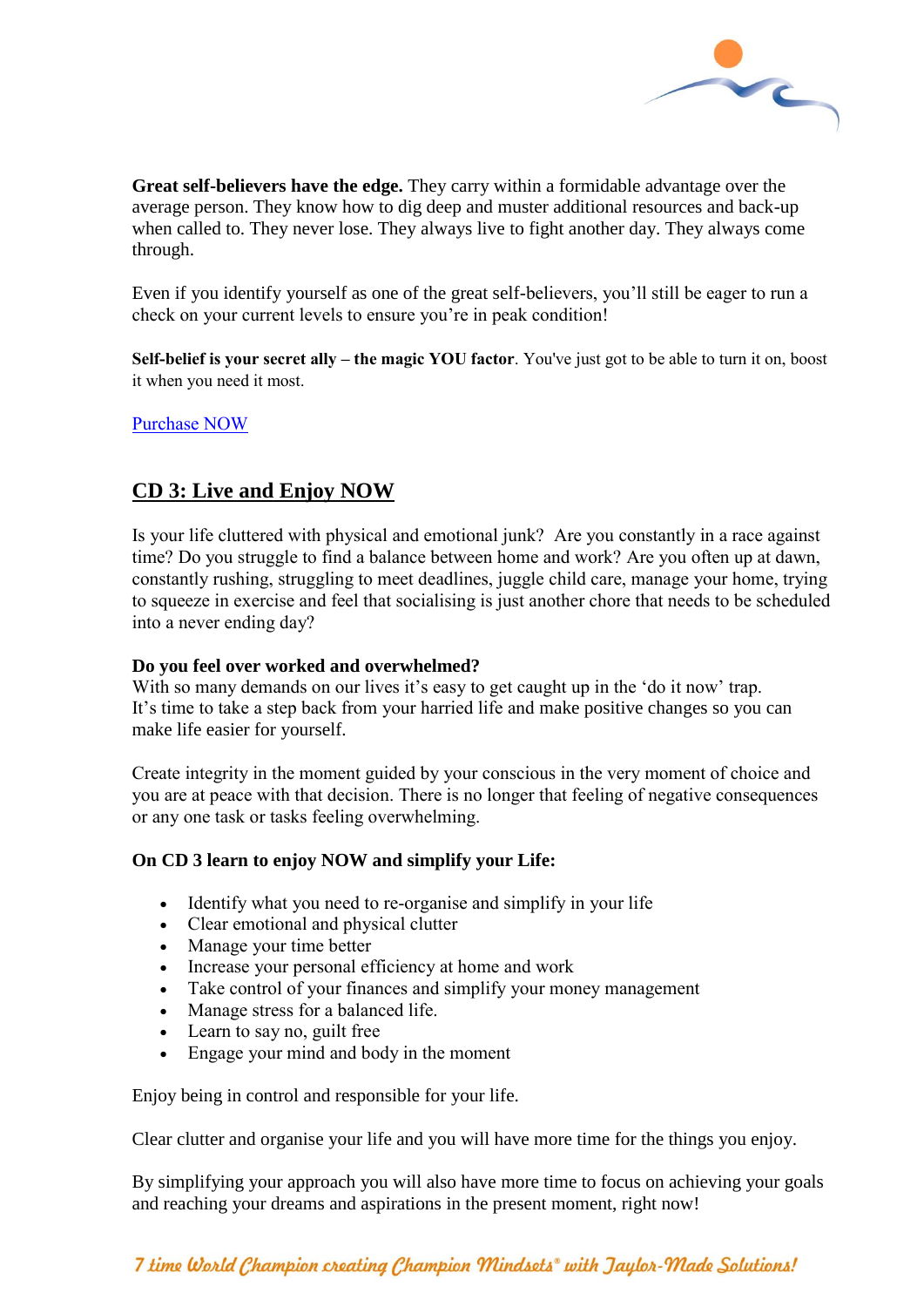**Great self-believers have the edge.** They carry within a formidable advantage over the average person. They know how to dig deep and muster additional resources and back-up when called to. They never lose. They always live to fight another day. They always come through.

Even if you identify yourself as one of the great self-believers, you'll still be eager to run a check on your current levels to ensure you're in peak condition!

**Self-belief is your secret ally – the magic YOU factor**. You've just got to be able to turn it on, boost it when you need it most.

Purchase NOW

## CD 3: Live and Enjoy NOW

Is your life cluttered with physical and emotional junk? Are you constantly in a race against time? Do you struggle to find a balance between home and work? Are you often up at dawn, constantly rushing, struggling to meet deadlines, juggle child care, manage your home, trying to squeeze in exercise and feel that socialising is just another chore that needs to be scheduled into a never ending day?

**Do you feel over worked and overwhelmed?**
With so many demands on our lives it's easy to get caught up in the 'do it now' trap. It's time to take a step back from your harried life and make positive changes so you can make life easier for yourself.

Create integrity in the moment guided by your conscious in the very moment of choice and you are at peace with that decision. There is no longer that feeling of negative consequences or any one task or tasks feeling overwhelming.

**On CD 3 learn to enjoy NOW and simplify your Life:**

- Identify what you need to re-organise and simplify in your life
- Clear emotional and physical clutter
- Manage your time better
- Increase your personal efficiency at home and work
- Take control of your finances and simplify your money management
- Manage stress for a balanced life.
- Learn to say no, guilt free
- Engage your mind and body in the moment

Enjoy being in control and responsible for your life.

Clear clutter and organise your life and you will have more time for the things you enjoy.

By simplifying your approach you will also have more time to focus on achieving your goals and reaching your dreams and aspirations in the present moment, right now!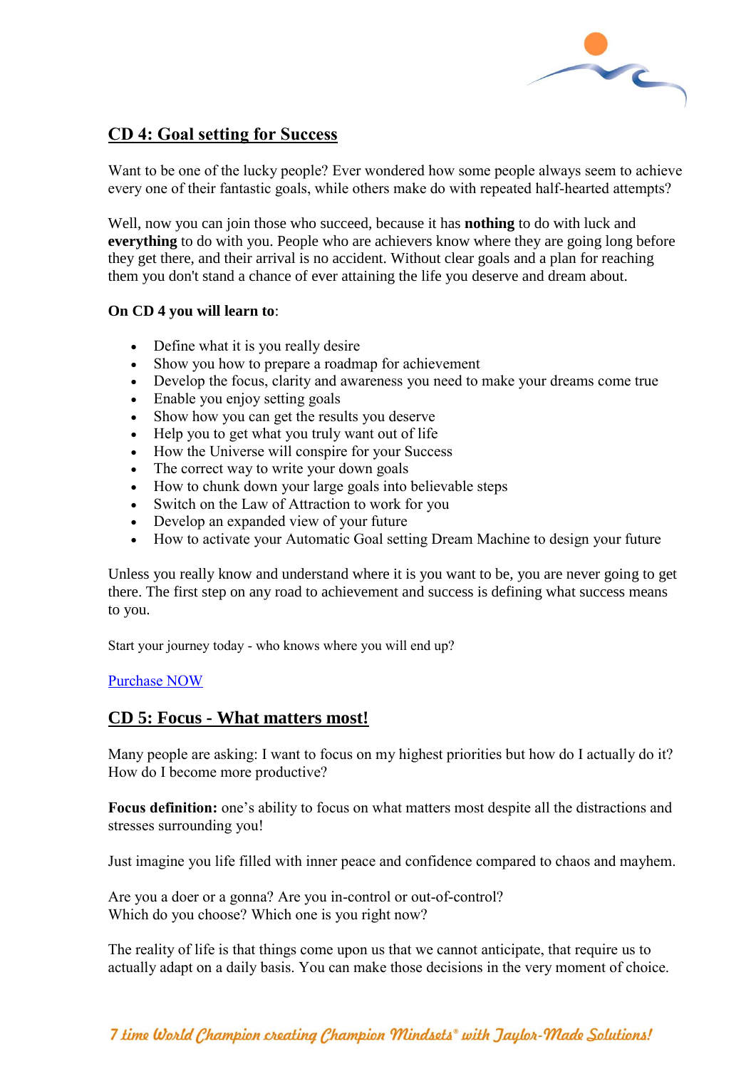## CD 4: Goal setting for Success

Want to be one of the lucky people? Ever wondered how some people always seem to achieve every one of their fantastic goals, while others make do with repeated half-hearted attempts?

Well, now you can join those who succeed, because it has **nothing** to do with luck and **everything** to do with you. People who are achievers know where they are going long before they get there, and their arrival is no accident. Without clear goals and a plan for reaching them you don't stand a chance of ever attaining the life you deserve and dream about.

**On CD 4 you will learn to**:

- Define what it is you really desire
- Show you how to prepare a roadmap for achievement
- Develop the focus, clarity and awareness you need to make your dreams come true
- Enable you enjoy setting goals
- Show how you can get the results you deserve
- Help you to get what you truly want out of life
- How the Universe will conspire for your Success
- The correct way to write your down goals
- How to chunk down your large goals into believable steps
- Switch on the Law of Attraction to work for you
- Develop an expanded view of your future
- How to activate your Automatic Goal setting Dream Machine to design your future

Unless you really know and understand where it is you want to be, you are never going to get there. The first step on any road to achievement and success is defining what success means to you.

Start your journey today - who knows where you will end up?

Purchase NOW

## CD 5: Focus - What matters most!

Many people are asking: I want to focus on my highest priorities but how do I actually do it? How do I become more productive?

**Focus definition:** one's ability to focus on what matters most despite all the distractions and stresses surrounding you!

Just imagine you life filled with inner peace and confidence compared to chaos and mayhem.

Are you a doer or a gonna? Are you in-control or out-of-control?
Which do you choose? Which one is you right now?

The reality of life is that things come upon us that we cannot anticipate, that require us to actually adapt on a daily basis. You can make those decisions in the very moment of choice.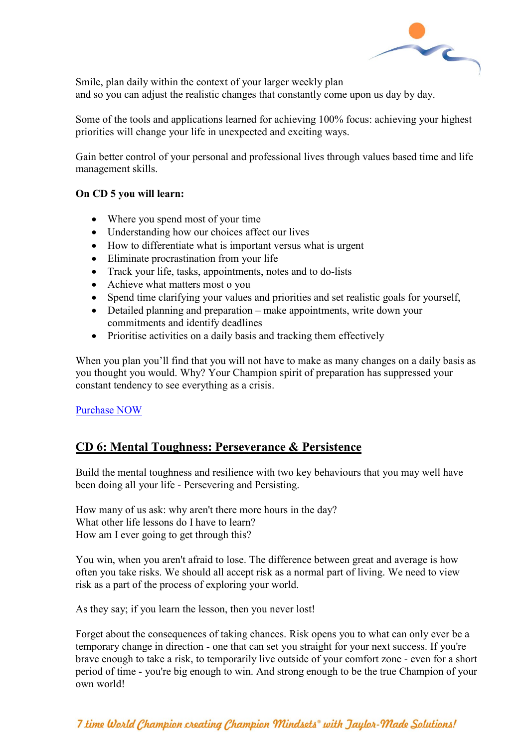Smile, plan daily within the context of your larger weekly plan
and so you can adjust the realistic changes that constantly come upon us day by day.

Some of the tools and applications learned for achieving 100% focus: achieving your highest priorities will change your life in unexpected and exciting ways.

Gain better control of your personal and professional lives through values based time and life management skills.

**On CD 5 you will learn:**

- Where you spend most of your time
- Understanding how our choices affect our lives
- How to differentiate what is important versus what is urgent
- Eliminate procrastination from your life
- Track your life, tasks, appointments, notes and to do-lists
- Achieve what matters most o you
- Spend time clarifying your values and priorities and set realistic goals for yourself,
- Detailed planning and preparation – make appointments, write down your commitments and identify deadlines
- Prioritise activities on a daily basis and tracking them effectively

When you plan you'll find that you will not have to make as many changes on a daily basis as you thought you would. Why? Your Champion spirit of preparation has suppressed your constant tendency to see everything as a crisis.

Purchase NOW

## CD 6: Mental Toughness: Perseverance & Persistence

Build the mental toughness and resilience with two key behaviours that you may well have been doing all your life - Persevering and Persisting.

How many of us ask: why aren't there more hours in the day?
What other life lessons do I have to learn?
How am I ever going to get through this?

You win, when you aren't afraid to lose. The difference between great and average is how often you take risks. We should all accept risk as a normal part of living. We need to view risk as a part of the process of exploring your world.

As they say; if you learn the lesson, then you never lost!

Forget about the consequences of taking chances. Risk opens you to what can only ever be a temporary change in direction - one that can set you straight for your next success. If you're brave enough to take a risk, to temporarily live outside of your comfort zone - even for a short period of time - you're big enough to win. And strong enough to be the true Champion of your own world!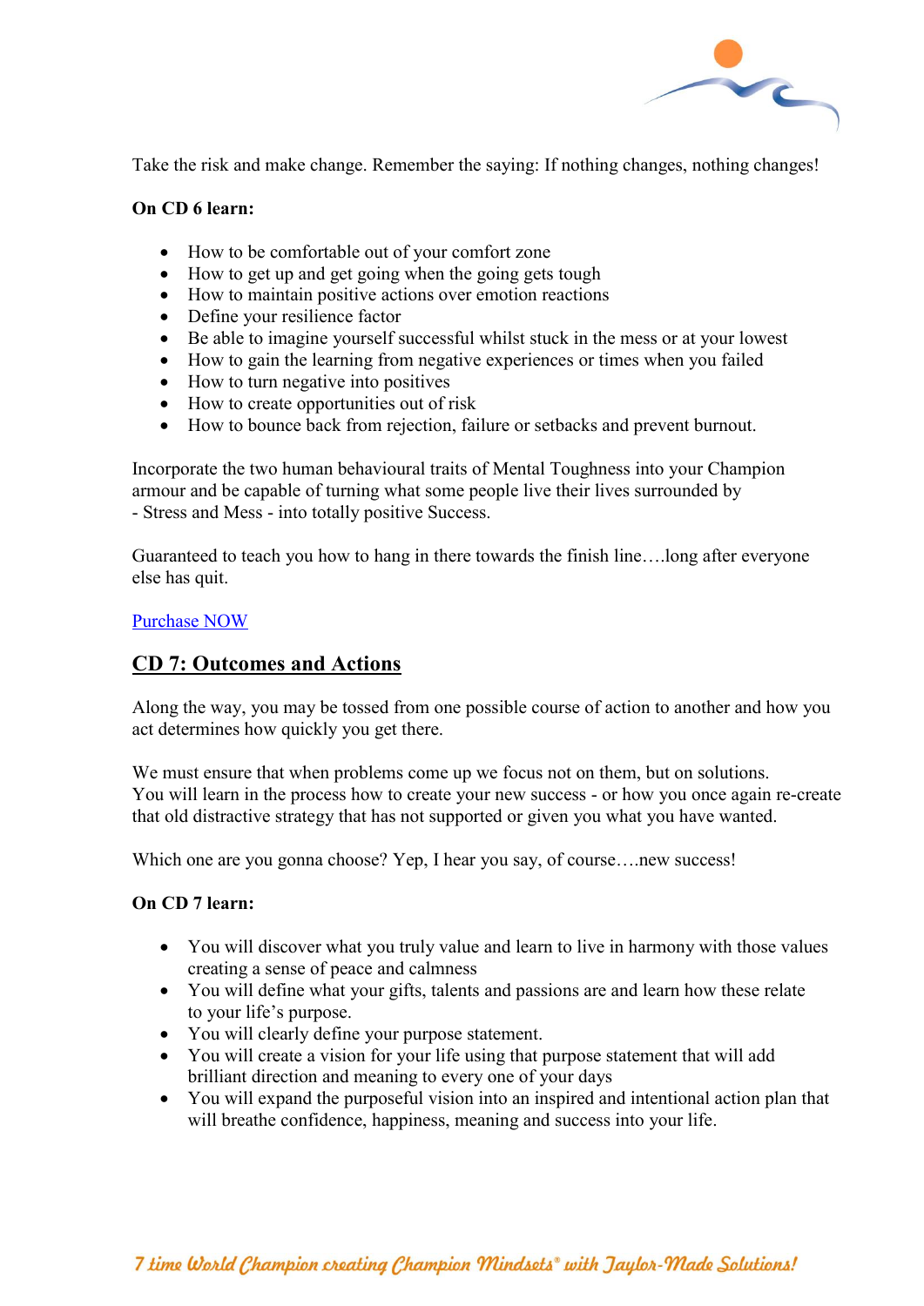Take the risk and make change. Remember the saying: If nothing changes, nothing changes!

**On CD 6 learn:**

- How to be comfortable out of your comfort zone
- How to get up and get going when the going gets tough
- How to maintain positive actions over emotion reactions
- Define your resilience factor
- Be able to imagine yourself successful whilst stuck in the mess or at your lowest
- How to gain the learning from negative experiences or times when you failed
- How to turn negative into positives
- How to create opportunities out of risk
- How to bounce back from rejection, failure or setbacks and prevent burnout.

Incorporate the two human behavioural traits of Mental Toughness into your Champion armour and be capable of turning what some people live their lives surrounded by - Stress and Mess - into totally positive Success.

Guaranteed to teach you how to hang in there towards the finish line….long after everyone else has quit.

Purchase NOW

## CD 7: Outcomes and Actions

Along the way, you may be tossed from one possible course of action to another and how you act determines how quickly you get there.

We must ensure that when problems come up we focus not on them, but on solutions. You will learn in the process how to create your new success - or how you once again re-create that old distractive strategy that has not supported or given you what you have wanted.

Which one are you gonna choose? Yep, I hear you say, of course….new success!

**On CD 7 learn:**

- You will discover what you truly value and learn to live in harmony with those values creating a sense of peace and calmness
- You will define what your gifts, talents and passions are and learn how these relate to your life's purpose.
- You will clearly define your purpose statement.
- You will create a vision for your life using that purpose statement that will add brilliant direction and meaning to every one of your days
- You will expand the purposeful vision into an inspired and intentional action plan that will breathe confidence, happiness, meaning and success into your life.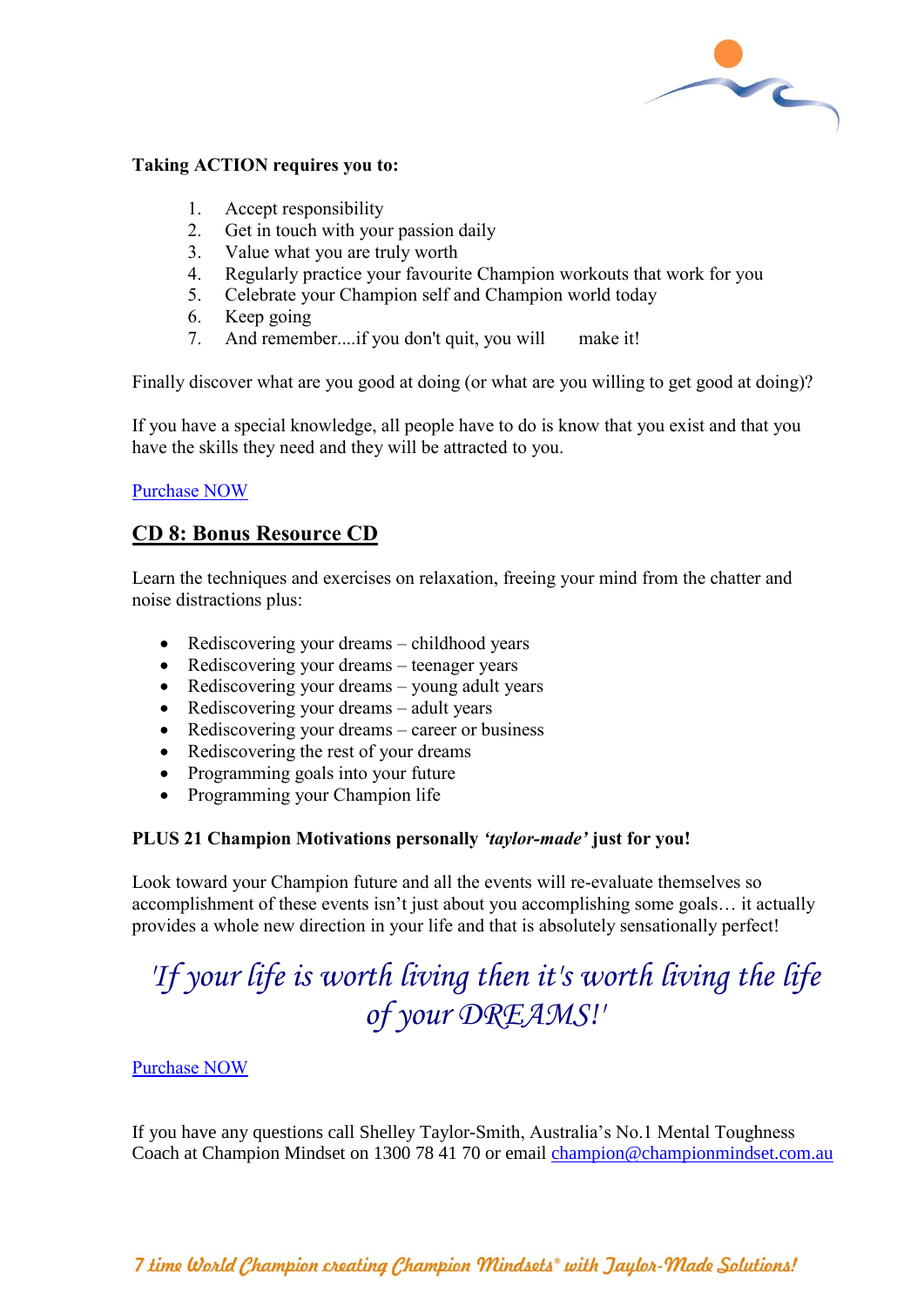**Taking ACTION requires you to:**

1. Accept responsibility
2. Get in touch with your passion daily
3. Value what you are truly worth
4. Regularly practice your favourite Champion workouts that work for you
5. Celebrate your Champion self and Champion world today
6. Keep going
7. And remember....if you don't quit, you will make it!

Finally discover what are you good at doing (or what are you willing to get good at doing)?

If you have a special knowledge, all people have to do is know that you exist and that you have the skills they need and they will be attracted to you.

Purchase NOW

## CD 8: Bonus Resource CD

Learn the techniques and exercises on relaxation, freeing your mind from the chatter and noise distractions plus:

- Rediscovering your dreams – childhood years
- Rediscovering your dreams – teenager years
- Rediscovering your dreams – young adult years
- Rediscovering your dreams – adult years
- Rediscovering your dreams – career or business
- Rediscovering the rest of your dreams
- Programming goals into your future
- Programming your Champion life

**PLUS 21 Champion Motivations personally *'taylor-made'* just for you!**

Look toward your Champion future and all the events will re-evaluate themselves so accomplishment of these events isn't just about you accomplishing some goals… it actually provides a whole new direction in your life and that is absolutely sensationally perfect!

*'If your life is worth living then it's worth living the life of your DREAMS!'*

Purchase NOW

If you have any questions call Shelley Taylor-Smith, Australia's No.1 Mental Toughness Coach at Champion Mindset on 1300 78 41 70 or email champion@championmindset.com.au

*7 time World Champion creating Champion Mindsets® with Taylor-Made Solutions!*